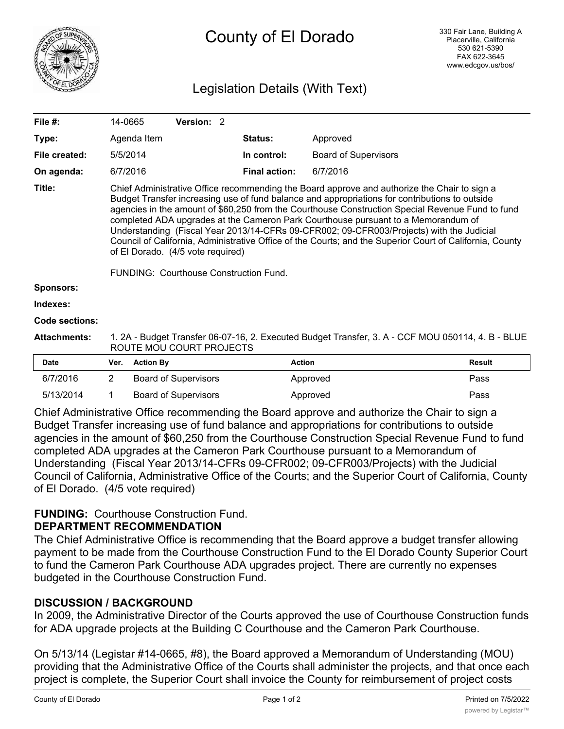# County of El Dorado

330 Fair Lane, Building A
Placerville, California
530 621-5390
FAX 622-3645
www.edcgov.us/bos/

## Legislation Details (With Text)

| | | | |
|---|---|---|---|
| **File #:** | 14-0665 **Version:** 2 | | |
| **Type:** | Agenda Item | **Status:** | Approved |
| **File created:** | 5/5/2014 | **In control:** | Board of Supervisors |
| **On agenda:** | 6/7/2016 | **Final action:** | 6/7/2016 |

**Title:** Chief Administrative Office recommending the Board approve and authorize the Chair to sign a Budget Transfer increasing use of fund balance and appropriations for contributions to outside agencies in the amount of $60,250 from the Courthouse Construction Special Revenue Fund to fund completed ADA upgrades at the Cameron Park Courthouse pursuant to a Memorandum of Understanding (Fiscal Year 2013/14-CFRs 09-CFR002; 09-CFR003/Projects) with the Judicial Council of California, Administrative Office of the Courts; and the Superior Court of California, County of El Dorado. (4/5 vote required)

FUNDING: Courthouse Construction Fund.

**Sponsors:**

**Indexes:**

**Code sections:**

**Attachments:** 1. 2A - Budget Transfer 06-07-16, 2. Executed Budget Transfer, 3. A - CCF MOU 050114, 4. B - BLUE ROUTE MOU COURT PROJECTS

| Date | Ver. | Action By | Action | Result |
|---|---|---|---|---|
| 6/7/2016 | 2 | Board of Supervisors | Approved | Pass |
| 5/13/2014 | 1 | Board of Supervisors | Approved | Pass |

Chief Administrative Office recommending the Board approve and authorize the Chair to sign a Budget Transfer increasing use of fund balance and appropriations for contributions to outside agencies in the amount of $60,250 from the Courthouse Construction Special Revenue Fund to fund completed ADA upgrades at the Cameron Park Courthouse pursuant to a Memorandum of Understanding (Fiscal Year 2013/14-CFRs 09-CFR002; 09-CFR003/Projects) with the Judicial Council of California, Administrative Office of the Courts; and the Superior Court of California, County of El Dorado. (4/5 vote required)

**FUNDING:** Courthouse Construction Fund.

**DEPARTMENT RECOMMENDATION**

The Chief Administrative Office is recommending that the Board approve a budget transfer allowing payment to be made from the Courthouse Construction Fund to the El Dorado County Superior Court to fund the Cameron Park Courthouse ADA upgrades project. There are currently no expenses budgeted in the Courthouse Construction Fund.

**DISCUSSION / BACKGROUND**

In 2009, the Administrative Director of the Courts approved the use of Courthouse Construction funds for ADA upgrade projects at the Building C Courthouse and the Cameron Park Courthouse.

On 5/13/14 (Legistar #14-0665, #8), the Board approved a Memorandum of Understanding (MOU) providing that the Administrative Office of the Courts shall administer the projects, and that once each project is complete, the Superior Court shall invoice the County for reimbursement of project costs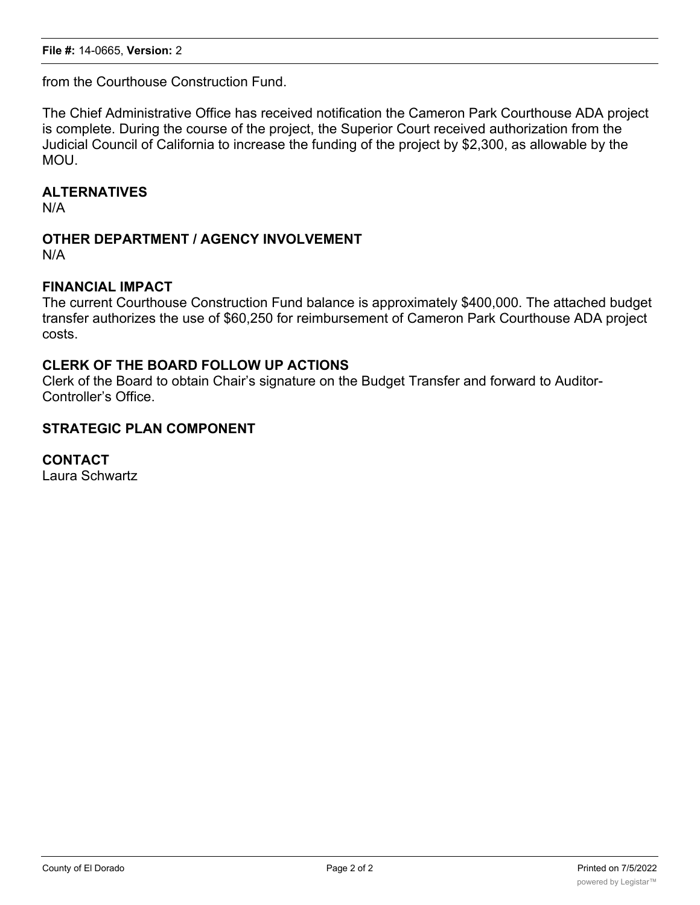from the Courthouse Construction Fund.

The Chief Administrative Office has received notification the Cameron Park Courthouse ADA project is complete. During the course of the project, the Superior Court received authorization from the Judicial Council of California to increase the funding of the project by $2,300, as allowable by the MOU.

## ALTERNATIVES

N/A

## OTHER DEPARTMENT / AGENCY INVOLVEMENT

N/A

## FINANCIAL IMPACT

The current Courthouse Construction Fund balance is approximately $400,000. The attached budget transfer authorizes the use of $60,250 for reimbursement of Cameron Park Courthouse ADA project costs.

## CLERK OF THE BOARD FOLLOW UP ACTIONS

Clerk of the Board to obtain Chair's signature on the Budget Transfer and forward to Auditor-Controller's Office.

## STRATEGIC PLAN COMPONENT

## CONTACT

Laura Schwartz